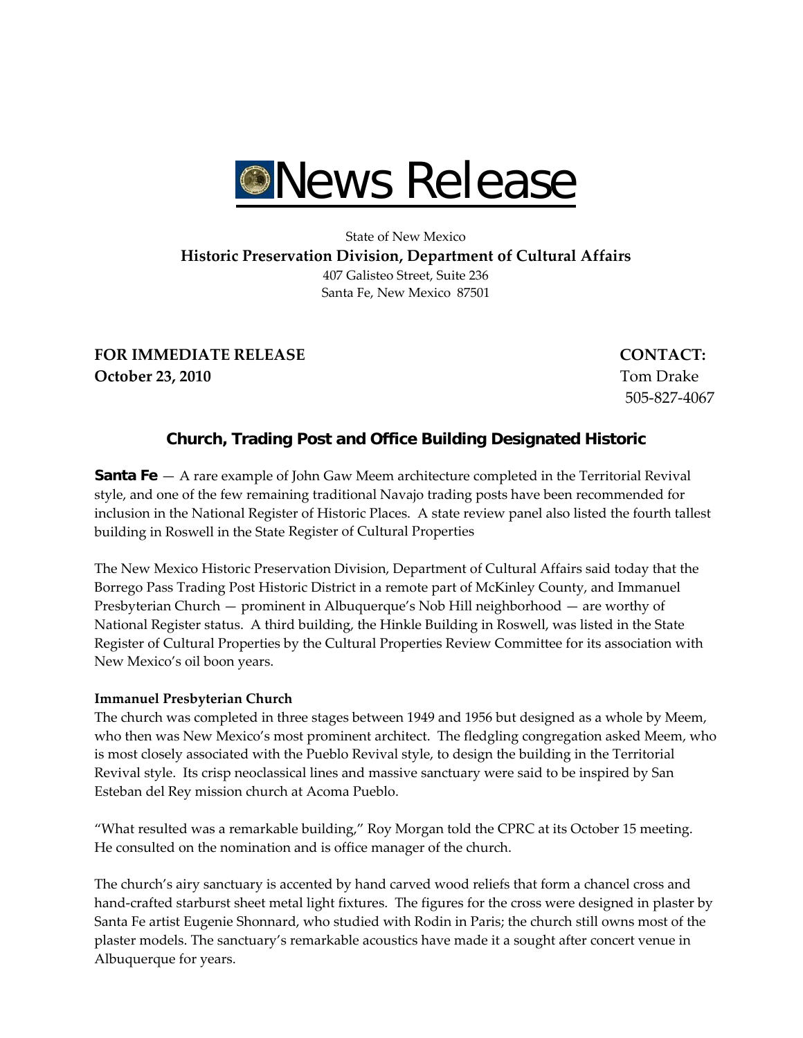# News Release

State of New Mexico
**Historic Preservation Division, Department of Cultural Affairs**
407 Galisteo Street, Suite 236
Santa Fe, New Mexico 87501

**FOR IMMEDIATE RELEASE**
**October 23, 2010**

**CONTACT:**
Tom Drake
505-827-4067

## Church, Trading Post and Office Building Designated Historic

**Santa Fe** — A rare example of John Gaw Meem architecture completed in the Territorial Revival style, and one of the few remaining traditional Navajo trading posts have been recommended for inclusion in the National Register of Historic Places. A state review panel also listed the fourth tallest building in Roswell in the State Register of Cultural Properties

The New Mexico Historic Preservation Division, Department of Cultural Affairs said today that the Borrego Pass Trading Post Historic District in a remote part of McKinley County, and Immanuel Presbyterian Church — prominent in Albuquerque's Nob Hill neighborhood — are worthy of National Register status. A third building, the Hinkle Building in Roswell, was listed in the State Register of Cultural Properties by the Cultural Properties Review Committee for its association with New Mexico's oil boon years.

**Immanuel Presbyterian Church**
The church was completed in three stages between 1949 and 1956 but designed as a whole by Meem, who then was New Mexico's most prominent architect. The fledgling congregation asked Meem, who is most closely associated with the Pueblo Revival style, to design the building in the Territorial Revival style. Its crisp neoclassical lines and massive sanctuary were said to be inspired by San Esteban del Rey mission church at Acoma Pueblo.

"What resulted was a remarkable building," Roy Morgan told the CPRC at its October 15 meeting. He consulted on the nomination and is office manager of the church.

The church's airy sanctuary is accented by hand carved wood reliefs that form a chancel cross and hand-crafted starburst sheet metal light fixtures. The figures for the cross were designed in plaster by Santa Fe artist Eugenie Shonnard, who studied with Rodin in Paris; the church still owns most of the plaster models. The sanctuary's remarkable acoustics have made it a sought after concert venue in Albuquerque for years.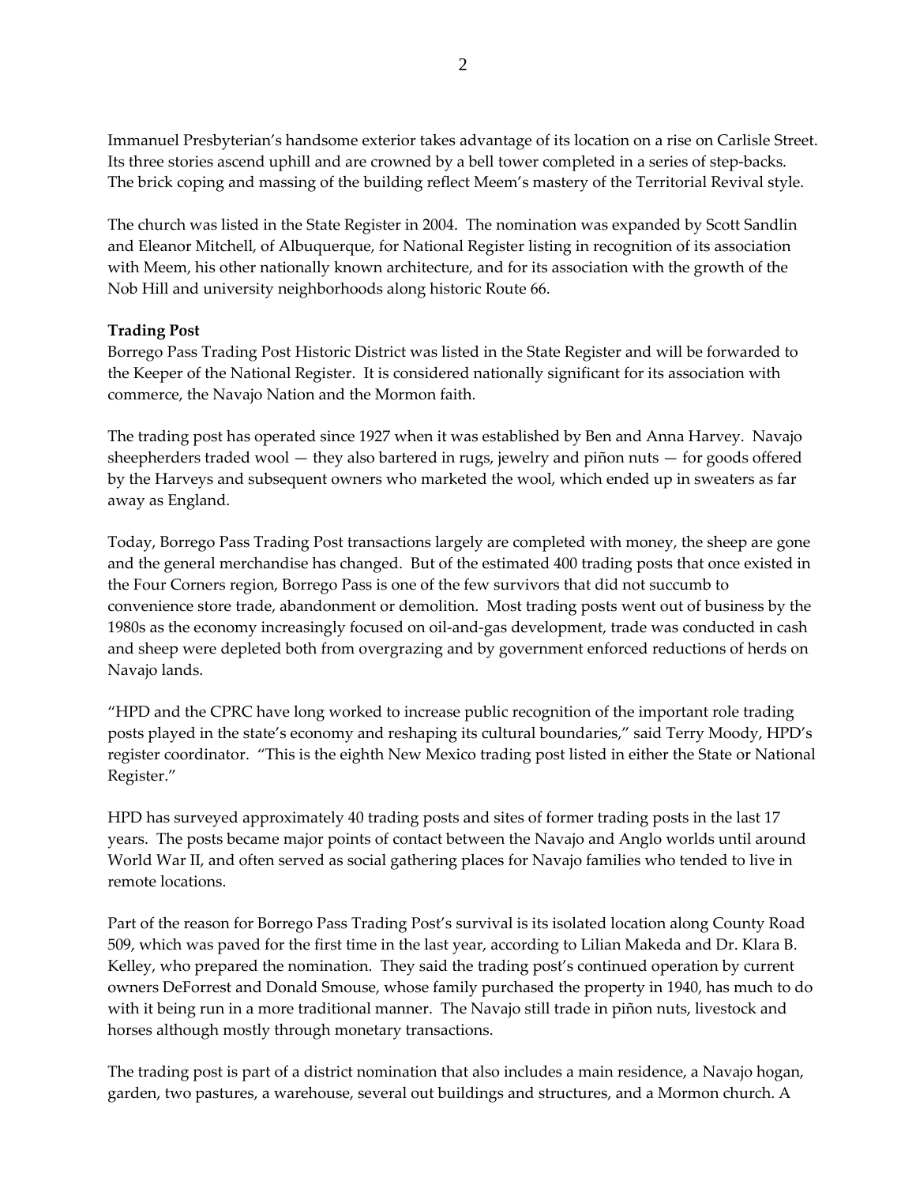Immanuel Presbyterian's handsome exterior takes advantage of its location on a rise on Carlisle Street. Its three stories ascend uphill and are crowned by a bell tower completed in a series of step-backs. The brick coping and massing of the building reflect Meem's mastery of the Territorial Revival style.

The church was listed in the State Register in 2004. The nomination was expanded by Scott Sandlin and Eleanor Mitchell, of Albuquerque, for National Register listing in recognition of its association with Meem, his other nationally known architecture, and for its association with the growth of the Nob Hill and university neighborhoods along historic Route 66.

**Trading Post**

Borrego Pass Trading Post Historic District was listed in the State Register and will be forwarded to the Keeper of the National Register. It is considered nationally significant for its association with commerce, the Navajo Nation and the Mormon faith.

The trading post has operated since 1927 when it was established by Ben and Anna Harvey. Navajo sheepherders traded wool — they also bartered in rugs, jewelry and piñon nuts — for goods offered by the Harveys and subsequent owners who marketed the wool, which ended up in sweaters as far away as England.

Today, Borrego Pass Trading Post transactions largely are completed with money, the sheep are gone and the general merchandise has changed. But of the estimated 400 trading posts that once existed in the Four Corners region, Borrego Pass is one of the few survivors that did not succumb to convenience store trade, abandonment or demolition. Most trading posts went out of business by the 1980s as the economy increasingly focused on oil-and-gas development, trade was conducted in cash and sheep were depleted both from overgrazing and by government enforced reductions of herds on Navajo lands.

"HPD and the CPRC have long worked to increase public recognition of the important role trading posts played in the state's economy and reshaping its cultural boundaries," said Terry Moody, HPD's register coordinator. "This is the eighth New Mexico trading post listed in either the State or National Register."

HPD has surveyed approximately 40 trading posts and sites of former trading posts in the last 17 years. The posts became major points of contact between the Navajo and Anglo worlds until around World War II, and often served as social gathering places for Navajo families who tended to live in remote locations.

Part of the reason for Borrego Pass Trading Post's survival is its isolated location along County Road 509, which was paved for the first time in the last year, according to Lilian Makeda and Dr. Klara B. Kelley, who prepared the nomination. They said the trading post's continued operation by current owners DeForrest and Donald Smouse, whose family purchased the property in 1940, has much to do with it being run in a more traditional manner. The Navajo still trade in piñon nuts, livestock and horses although mostly through monetary transactions.

The trading post is part of a district nomination that also includes a main residence, a Navajo hogan, garden, two pastures, a warehouse, several out buildings and structures, and a Mormon church. A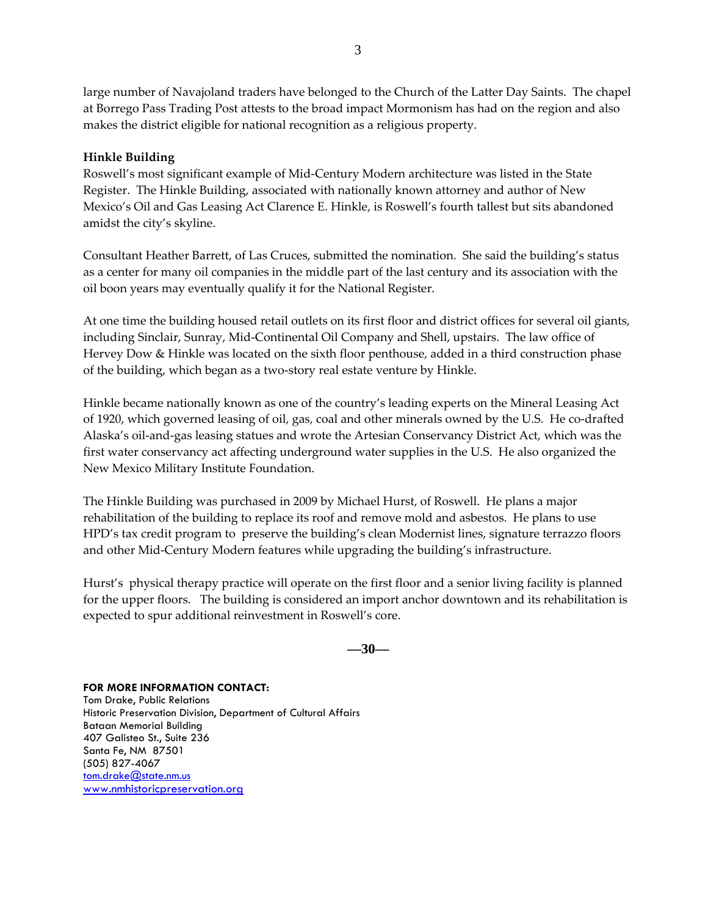large number of Navajoland traders have belonged to the Church of the Latter Day Saints. The chapel at Borrego Pass Trading Post attests to the broad impact Mormonism has had on the region and also makes the district eligible for national recognition as a religious property.

**Hinkle Building**

Roswell's most significant example of Mid-Century Modern architecture was listed in the State Register. The Hinkle Building, associated with nationally known attorney and author of New Mexico's Oil and Gas Leasing Act Clarence E. Hinkle, is Roswell's fourth tallest but sits abandoned amidst the city's skyline.

Consultant Heather Barrett, of Las Cruces, submitted the nomination. She said the building's status as a center for many oil companies in the middle part of the last century and its association with the oil boon years may eventually qualify it for the National Register.

At one time the building housed retail outlets on its first floor and district offices for several oil giants, including Sinclair, Sunray, Mid-Continental Oil Company and Shell, upstairs. The law office of Hervey Dow & Hinkle was located on the sixth floor penthouse, added in a third construction phase of the building, which began as a two-story real estate venture by Hinkle.

Hinkle became nationally known as one of the country's leading experts on the Mineral Leasing Act of 1920, which governed leasing of oil, gas, coal and other minerals owned by the U.S. He co-drafted Alaska's oil-and-gas leasing statues and wrote the Artesian Conservancy District Act, which was the first water conservancy act affecting underground water supplies in the U.S. He also organized the New Mexico Military Institute Foundation.

The Hinkle Building was purchased in 2009 by Michael Hurst, of Roswell. He plans a major rehabilitation of the building to replace its roof and remove mold and asbestos. He plans to use HPD's tax credit program to preserve the building's clean Modernist lines, signature terrazzo floors and other Mid-Century Modern features while upgrading the building's infrastructure.

Hurst's physical therapy practice will operate on the first floor and a senior living facility is planned for the upper floors. The building is considered an import anchor downtown and its rehabilitation is expected to spur additional reinvestment in Roswell's core.

**—30—**

**FOR MORE INFORMATION CONTACT:**
Tom Drake, Public Relations
Historic Preservation Division, Department of Cultural Affairs
Bataan Memorial Building
407 Galisteo St., Suite 236
Santa Fe, NM 87501
(505) 827-4067
tom.drake@state.nm.us
www.nmhistoricpreservation.org